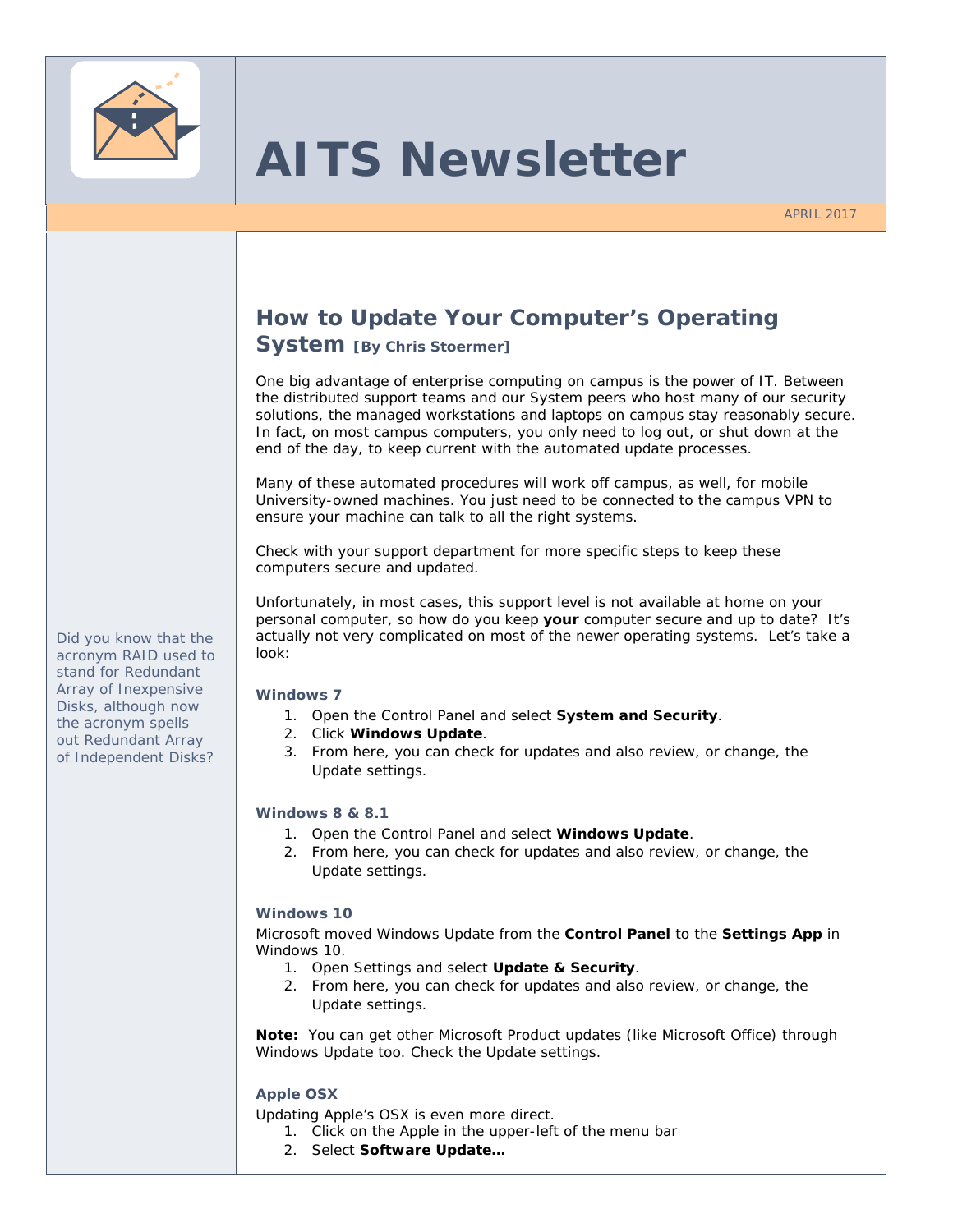# AITS Newsletter

APRIL 2017

Did you know that the acronym RAID used to stand for Redundant Array of Inexpensive Disks, although now the acronym spells out Redundant Array of Independent Disks?

## How to Update Your Computer's Operating System **[By Chris Stoermer]**

One big advantage of enterprise computing on campus is the power of IT. Between the distributed support teams and our System peers who host many of our security solutions, the managed workstations and laptops on campus stay reasonably secure. In fact, on most campus computers, you only need to log out, or shut down at the end of the day, to keep current with the automated update processes.

Many of these automated procedures will work off campus, as well, for mobile University-owned machines. You just need to be connected to the campus VPN to ensure your machine can talk to all the right systems.

Check with your support department for more specific steps to keep these computers secure and updated.

Unfortunately, in most cases, this support level is not available at home on your personal computer, so how do you keep **your** computer secure and up to date? It's actually not very complicated on most of the newer operating systems. Let's take a look:

### Windows 7

1. Open the Control Panel and select **System and Security**.
2. Click **Windows Update**.
3. From here, you can check for updates and also review, or change, the Update settings.

### Windows 8 & 8.1

1. Open the Control Panel and select **Windows Update**.
2. From here, you can check for updates and also review, or change, the Update settings.

### Windows 10

Microsoft moved Windows Update from the **Control Panel** to the **Settings App** in Windows 10.

1. Open Settings and select **Update & Security**.
2. From here, you can check for updates and also review, or change, the Update settings.

**Note:** You can get other Microsoft Product updates (like Microsoft Office) through Windows Update too. Check the Update settings.

### Apple OSX

Updating Apple's OSX is even more direct.

1. Click on the Apple in the upper-left of the menu bar
2. Select **Software Update…**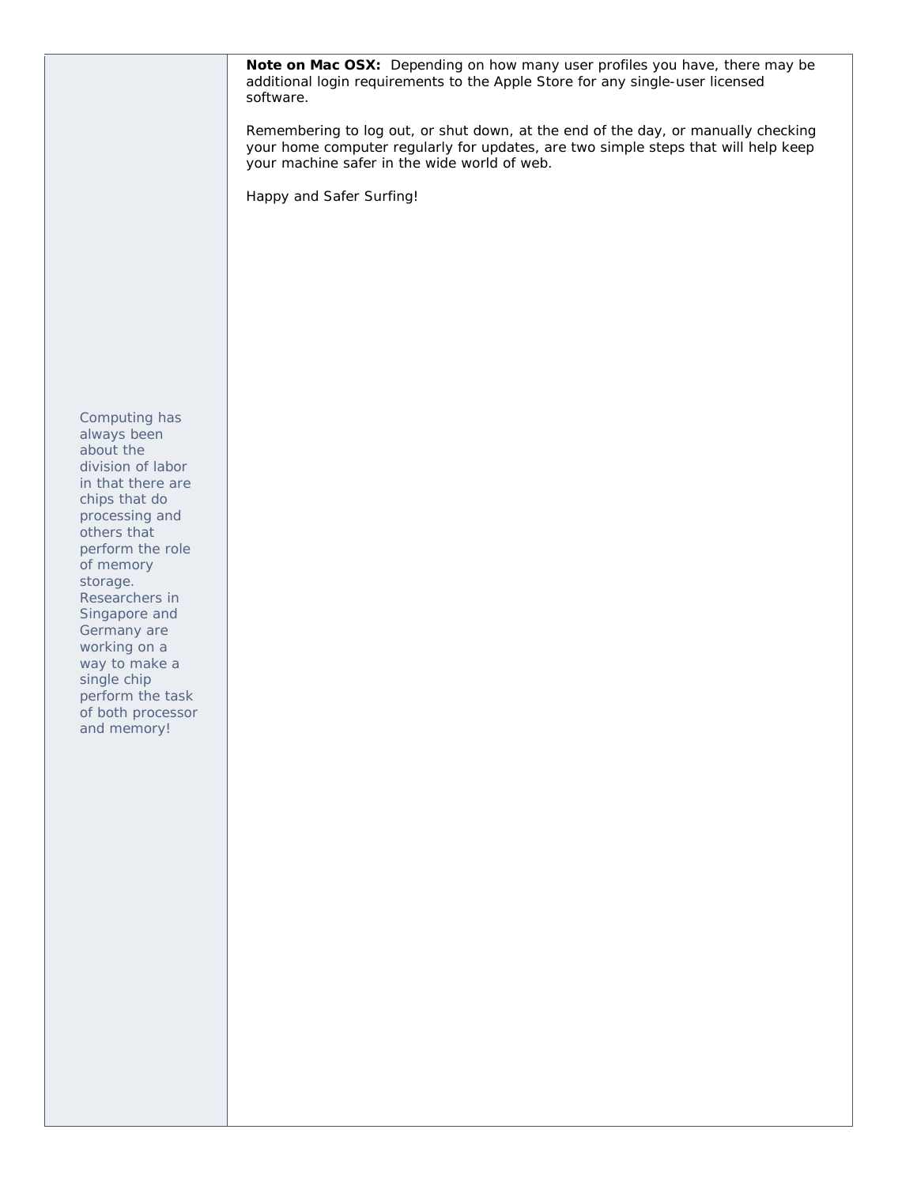**Note on Mac OSX:** Depending on how many user profiles you have, there may be additional login requirements to the Apple Store for any single-user licensed software.

Remembering to log out, or shut down, at the end of the day, or manually checking your home computer regularly for updates, are two simple steps that will help keep your machine safer in the wide world of web.

Happy and Safer Surfing!

Computing has always been about the division of labor in that there are chips that do processing and others that perform the role of memory storage. Researchers in Singapore and Germany are working on a way to make a single chip perform the task of both processor and memory!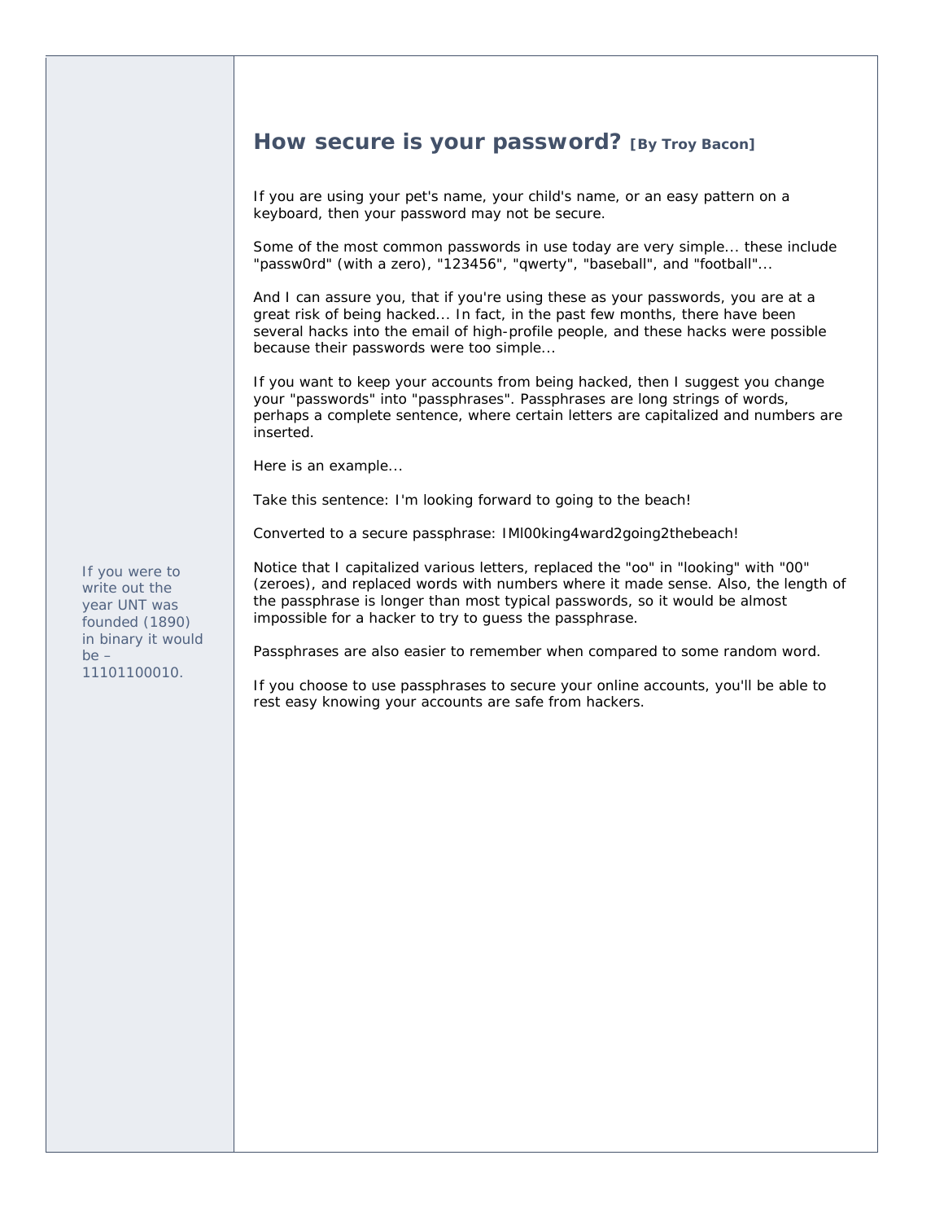## How secure is your password? **[By Troy Bacon]**

If you are using your pet's name, your child's name, or an easy pattern on a keyboard, then your password may not be secure.

Some of the most common passwords in use today are very simple... these include "passw0rd" (with a zero), "123456", "qwerty", "baseball", and "football"...

And I can assure you, that if you're using these as your passwords, you are at a great risk of being hacked... In fact, in the past few months, there have been several hacks into the email of high-profile people, and these hacks were possible because their passwords were too simple...

If you want to keep your accounts from being hacked, then I suggest you change your "passwords" into "passphrases". Passphrases are long strings of words, perhaps a complete sentence, where certain letters are capitalized and numbers are inserted.

Here is an example...

Take this sentence: I'm looking forward to going to the beach!

Converted to a secure passphrase: IMl00king4ward2going2thebeach!

Notice that I capitalized various letters, replaced the "oo" in "looking" with "00" (zeroes), and replaced words with numbers where it made sense. Also, the length of the passphrase is longer than most typical passwords, so it would be almost impossible for a hacker to try to guess the passphrase.

Passphrases are also easier to remember when compared to some random word.

If you choose to use passphrases to secure your online accounts, you'll be able to rest easy knowing your accounts are safe from hackers.

If you were to write out the year UNT was founded (1890) in binary it would be – 11101100010.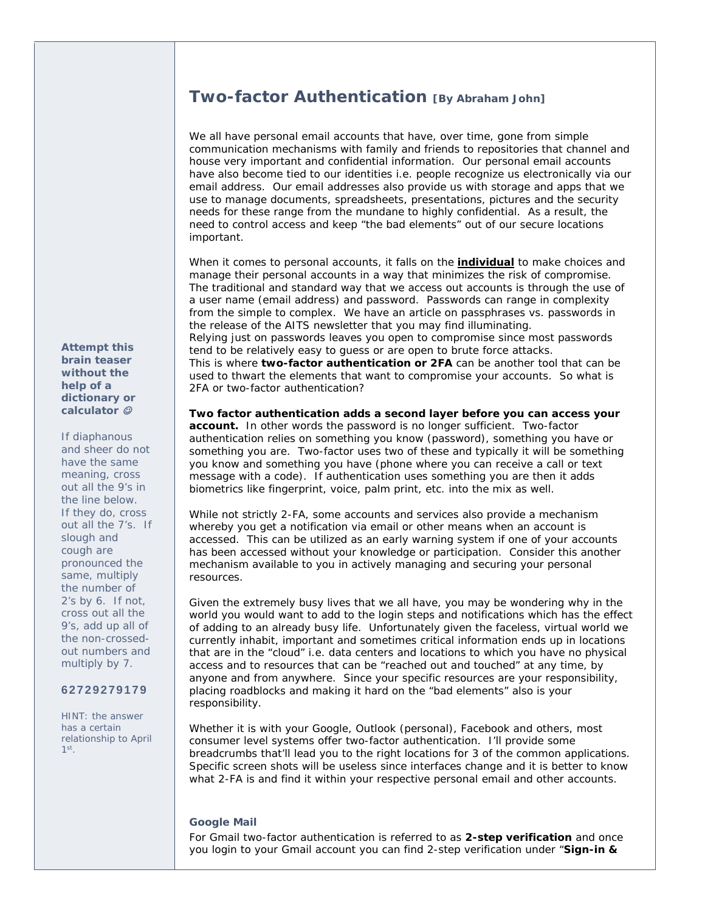## Two-factor Authentication **[By Abraham John]**

We all have personal email accounts that have, over time, gone from simple communication mechanisms with family and friends to repositories that channel and house very important and confidential information. Our personal email accounts have also become tied to our identities i.e. people recognize us electronically via our email address. Our email addresses also provide us with storage and apps that we use to manage documents, spreadsheets, presentations, pictures and the security needs for these range from the mundane to highly confidential. As a result, the need to control access and keep "the bad elements" out of our secure locations important.

When it comes to personal accounts, it falls on the **individual** to make choices and manage their personal accounts in a way that minimizes the risk of compromise. The traditional and standard way that we access out accounts is through the use of a user name (email address) and password. Passwords can range in complexity from the simple to complex. We have an article on passphrases vs. passwords in the release of the AITS newsletter that you may find illuminating.
Relying just on passwords leaves you open to compromise since most passwords tend to be relatively easy to guess or are open to brute force attacks.
This is where **two-factor authentication or 2FA** can be another tool that can be used to thwart the elements that want to compromise your accounts. So what is 2FA or two-factor authentication?

**Two factor authentication adds a second layer before you can access your account.** In other words the password is no longer sufficient. Two-factor authentication relies on something you know (password), something you have or something you are. Two-factor uses two of these and typically it will be something you know and something you have (phone where you can receive a call or text message with a code). If authentication uses something you are then it adds biometrics like fingerprint, voice, palm print, etc. into the mix as well.

While not strictly 2-FA, some accounts and services also provide a mechanism whereby you get a notification via email or other means when an account is accessed. This can be utilized as an early warning system if one of your accounts has been accessed without your knowledge or participation. Consider this another mechanism available to you in actively managing and securing your personal resources.

Given the extremely busy lives that we all have, you may be wondering why in the world you would want to add to the login steps and notifications which has the effect of adding to an already busy life. Unfortunately given the faceless, virtual world we currently inhabit, important and sometimes critical information ends up in locations that are in the "cloud" i.e. data centers and locations to which you have no physical access and to resources that can be "reached out and touched" at any time, by anyone and from anywhere. Since your specific resources are your responsibility, placing roadblocks and making it hard on the "bad elements" also is your responsibility.

Whether it is with your Google, Outlook (personal), Facebook and others, most consumer level systems offer two-factor authentication. I'll provide some breadcrumbs that'll lead you to the right locations for 3 of the common applications. Specific screen shots will be useless since interfaces change and it is better to know what 2-FA is and find it within your respective personal email and other accounts.

### Google Mail

For Gmail two-factor authentication is referred to as **2-step verification** and once you login to your Gmail account you can find 2-step verification under "**Sign-in &**

---

**Attempt this brain teaser without the help of a dictionary or calculator ☺**

If diaphanous and sheer do not have the same meaning, cross out all the 9's in the line below. If they do, cross out all the 7's. If slough and cough are pronounced the same, multiply the number of 2's by 6. If not, cross out all the 9's, add up all of the non-crossed-out numbers and multiply by 7.

**62729279179**

HINT: the answer has a certain relationship to April 1st.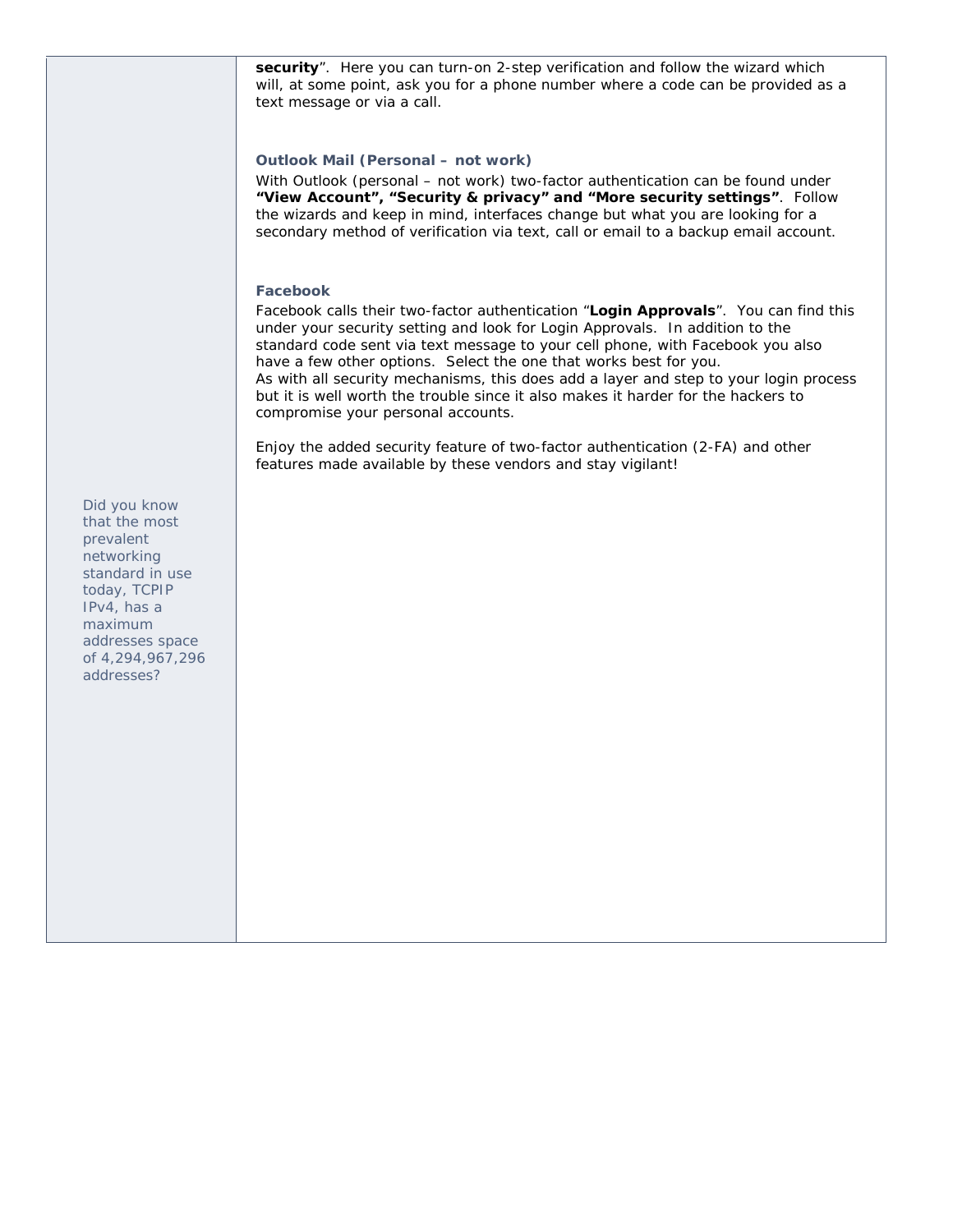**security**". Here you can turn-on 2-step verification and follow the wizard which will, at some point, ask you for a phone number where a code can be provided as a text message or via a call.

### Outlook Mail (Personal – not work)

With Outlook (personal – not work) two-factor authentication can be found under **"View Account", "Security & privacy" and "More security settings"**. Follow the wizards and keep in mind, interfaces change but what you are looking for a secondary method of verification via text, call or email to a backup email account.

### Facebook

Facebook calls their two-factor authentication "**Login Approvals**". You can find this under your security setting and look for Login Approvals. In addition to the standard code sent via text message to your cell phone, with Facebook you also have a few other options. Select the one that works best for you.
As with all security mechanisms, this does add a layer and step to your login process but it is well worth the trouble since it also makes it harder for the hackers to compromise your personal accounts.

Enjoy the added security feature of two-factor authentication (2-FA) and other features made available by these vendors and stay vigilant!

Did you know that the most prevalent networking standard in use today, TCPIP IPv4, has a maximum addresses space of 4,294,967,296 addresses?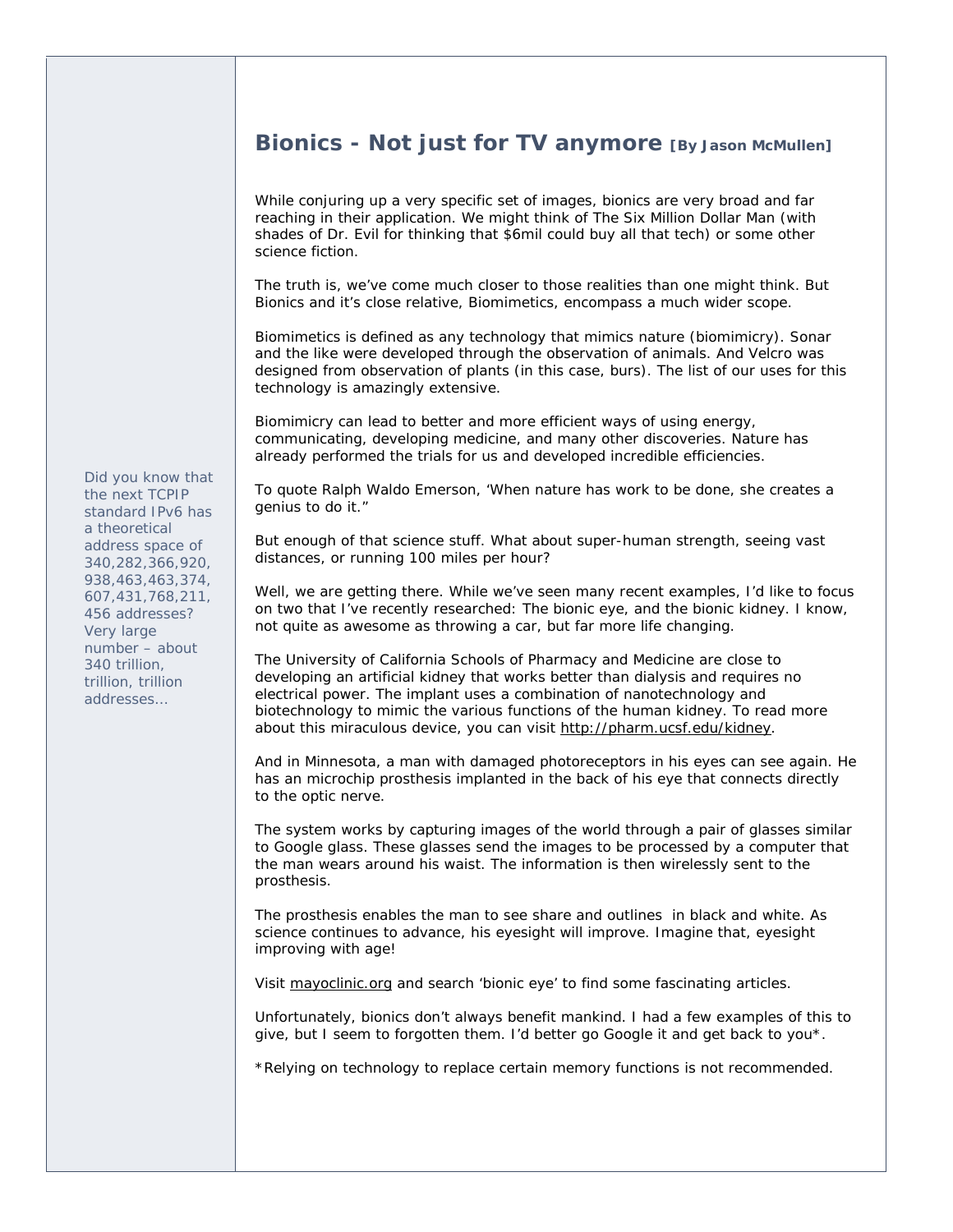## Bionics - Not just for TV anymore **[By Jason McMullen]**

While conjuring up a very specific set of images, bionics are very broad and far reaching in their application. We might think of The Six Million Dollar Man (with shades of Dr. Evil for thinking that $6mil could buy all that tech) or some other science fiction.

The truth is, we've come much closer to those realities than one might think. But Bionics and it's close relative, Biomimetics, encompass a much wider scope.

Biomimetics is defined as any technology that mimics nature (biomimicry). Sonar and the like were developed through the observation of animals. And Velcro was designed from observation of plants (in this case, burs). The list of our uses for this technology is amazingly extensive.

Biomimicry can lead to better and more efficient ways of using energy, communicating, developing medicine, and many other discoveries. Nature has already performed the trials for us and developed incredible efficiencies.

To quote Ralph Waldo Emerson, 'When nature has work to be done, she creates a genius to do it."

But enough of that science stuff. What about super-human strength, seeing vast distances, or running 100 miles per hour?

Well, we are getting there. While we've seen many recent examples, I'd like to focus on two that I've recently researched: The bionic eye, and the bionic kidney. I know, not quite as awesome as throwing a car, but far more life changing.

The University of California Schools of Pharmacy and Medicine are close to developing an artificial kidney that works better than dialysis and requires no electrical power. The implant uses a combination of nanotechnology and biotechnology to mimic the various functions of the human kidney. To read more about this miraculous device, you can visit http://pharm.ucsf.edu/kidney.

And in Minnesota, a man with damaged photoreceptors in his eyes can see again. He has an microchip prosthesis implanted in the back of his eye that connects directly to the optic nerve.

The system works by capturing images of the world through a pair of glasses similar to Google glass. These glasses send the images to be processed by a computer that the man wears around his waist. The information is then wirelessly sent to the prosthesis.

The prosthesis enables the man to see share and outlines in black and white. As science continues to advance, his eyesight will improve. Imagine that, eyesight improving with age!

Visit mayoclinic.org and search 'bionic eye' to find some fascinating articles.

Unfortunately, bionics don't always benefit mankind. I had a few examples of this to give, but I seem to forgotten them. I'd better go Google it and get back to you*.

*Relying on technology to replace certain memory functions is not recommended.

Did you know that the next TCPIP standard IPv6 has a theoretical address space of 340,282,366,920, 938,463,463,374, 607,431,768,211, 456 addresses? Very large number – about 340 trillion, trillion, trillion addresses…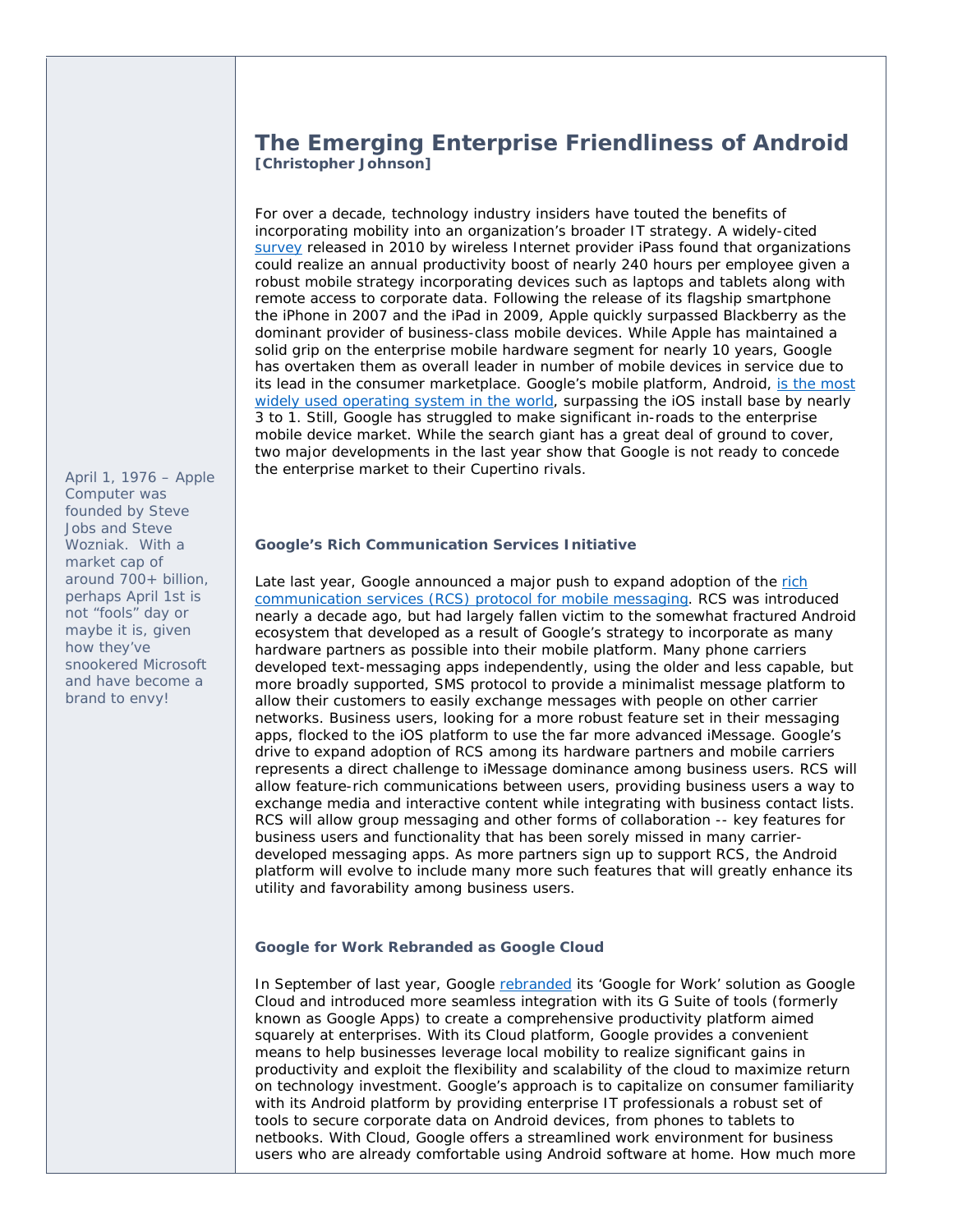# The Emerging Enterprise Friendliness of Android

**[Christopher Johnson]**

For over a decade, technology industry insiders have touted the benefits of incorporating mobility into an organization's broader IT strategy. A widely-cited survey released in 2010 by wireless Internet provider iPass found that organizations could realize an annual productivity boost of nearly 240 hours per employee given a robust mobile strategy incorporating devices such as laptops and tablets along with remote access to corporate data. Following the release of its flagship smartphone the iPhone in 2007 and the iPad in 2009, Apple quickly surpassed Blackberry as the dominant provider of business-class mobile devices. While Apple has maintained a solid grip on the enterprise mobile hardware segment for nearly 10 years, Google has overtaken them as overall leader in number of mobile devices in service due to its lead in the consumer marketplace. Google's mobile platform, Android, is the most widely used operating system in the world, surpassing the iOS install base by nearly 3 to 1. Still, Google has struggled to make significant in-roads to the enterprise mobile device market. While the search giant has a great deal of ground to cover, two major developments in the last year show that Google is not ready to concede the enterprise market to their Cupertino rivals.

*April 1, 1976 – Apple Computer was founded by Steve Jobs and Steve Wozniak. With a market cap of around 700+ billion, perhaps April 1st is not "fools" day or maybe it is, given how they've snookered Microsoft and have become a brand to envy!*

### Google's Rich Communication Services Initiative

Late last year, Google announced a major push to expand adoption of the rich communication services (RCS) protocol for mobile messaging. RCS was introduced nearly a decade ago, but had largely fallen victim to the somewhat fractured Android ecosystem that developed as a result of Google's strategy to incorporate as many hardware partners as possible into their mobile platform. Many phone carriers developed text-messaging apps independently, using the older and less capable, but more broadly supported, SMS protocol to provide a minimalist message platform to allow their customers to easily exchange messages with people on other carrier networks. Business users, looking for a more robust feature set in their messaging apps, flocked to the iOS platform to use the far more advanced iMessage. Google's drive to expand adoption of RCS among its hardware partners and mobile carriers represents a direct challenge to iMessage dominance among business users. RCS will allow feature-rich communications between users, providing business users a way to exchange media and interactive content while integrating with business contact lists. RCS will allow group messaging and other forms of collaboration -- key features for business users and functionality that has been sorely missed in many carrier-developed messaging apps. As more partners sign up to support RCS, the Android platform will evolve to include many more such features that will greatly enhance its utility and favorability among business users.

### Google for Work Rebranded as Google Cloud

In September of last year, Google rebranded its 'Google for Work' solution as Google Cloud and introduced more seamless integration with its G Suite of tools (formerly known as Google Apps) to create a comprehensive productivity platform aimed squarely at enterprises. With its Cloud platform, Google provides a convenient means to help businesses leverage local mobility to realize significant gains in productivity and exploit the flexibility and scalability of the cloud to maximize return on technology investment. Google's approach is to capitalize on consumer familiarity with its Android platform by providing enterprise IT professionals a robust set of tools to secure corporate data on Android devices, from phones to tablets to netbooks. With Cloud, Google offers a streamlined work environment for business users who are already comfortable using Android software at home. How much more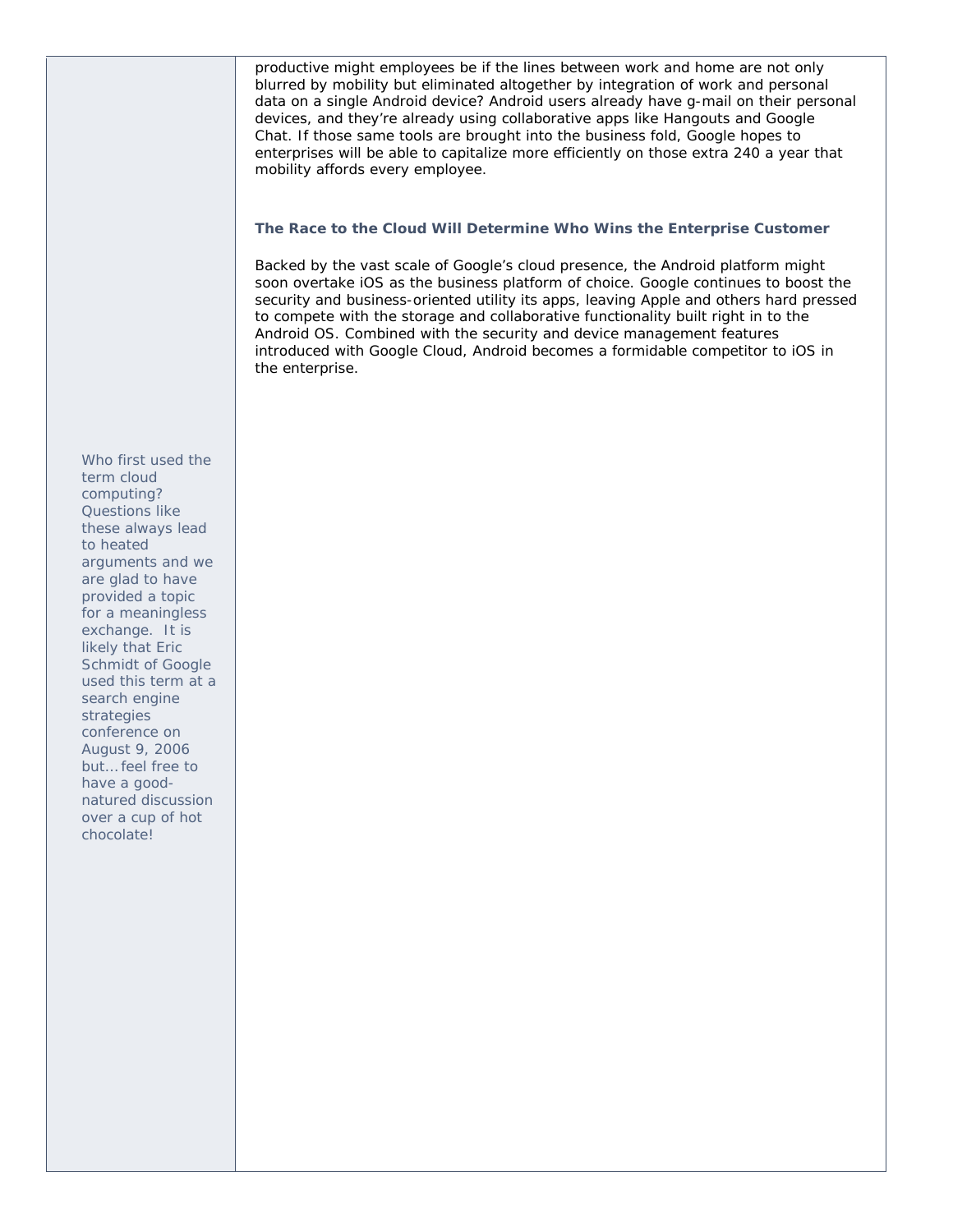productive might employees be if the lines between work and home are not only blurred by mobility but eliminated altogether by integration of work and personal data on a single Android device? Android users already have g-mail on their personal devices, and they're already using collaborative apps like Hangouts and Google Chat. If those same tools are brought into the business fold, Google hopes to enterprises will be able to capitalize more efficiently on those extra 240 a year that mobility affords every employee.

### The Race to the Cloud Will Determine Who Wins the Enterprise Customer

Backed by the vast scale of Google's cloud presence, the Android platform might soon overtake iOS as the business platform of choice. Google continues to boost the security and business-oriented utility its apps, leaving Apple and others hard pressed to compete with the storage and collaborative functionality built right in to the Android OS. Combined with the security and device management features introduced with Google Cloud, Android becomes a formidable competitor to iOS in the enterprise.

Who first used the term cloud computing? Questions like these always lead to heated arguments and we are glad to have provided a topic for a meaningless exchange. It is likely that Eric Schmidt of Google used this term at a search engine strategies conference on August 9, 2006 but… feel free to have a good-natured discussion over a cup of hot chocolate!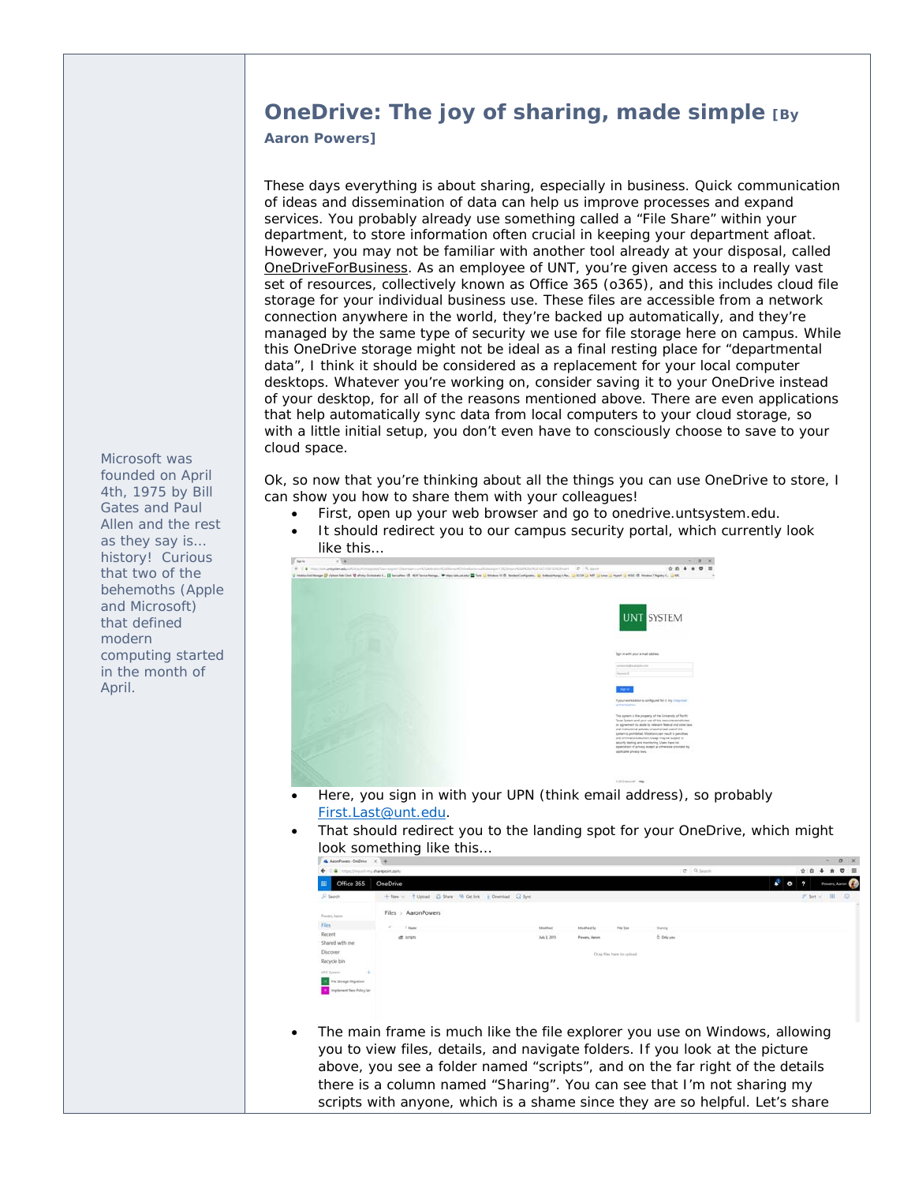# OneDrive: The joy of sharing, made simple [By Aaron Powers]

These days everything is about sharing, especially in business. Quick communication of ideas and dissemination of data can help us improve processes and expand services. You probably already use something called a "File Share" within your department, to store information often crucial in keeping your department afloat. However, you may not be familiar with another tool already at your disposal, called OneDriveForBusiness. As an employee of UNT, you're given access to a really vast set of resources, collectively known as Office 365 (o365), and this includes cloud file storage for your individual business use. These files are accessible from a network connection anywhere in the world, they're backed up automatically, and they're managed by the same type of security we use for file storage here on campus. While this OneDrive storage might not be ideal as a final resting place for "departmental data", I think it should be considered as a replacement for your local computer desktops. Whatever you're working on, consider saving it to your OneDrive instead of your desktop, for all of the reasons mentioned above. There are even applications that help automatically sync data from local computers to your cloud storage, so with a little initial setup, you don't even have to consciously choose to save to your cloud space.

Microsoft was founded on April 4th, 1975 by Bill Gates and Paul Allen and the rest as they say is… history! Curious that two of the behemoths (Apple and Microsoft) that defined modern computing started in the month of April.

Ok, so now that you're thinking about all the things you can use OneDrive to store, I can show you how to share them with your colleagues!

- First, open up your web browser and go to onedrive.untsystem.edu.
- It should redirect you to our campus security portal, which currently look like this…
- Here, you sign in with your UPN (think email address), so probably First.Last@unt.edu.
- That should redirect you to the landing spot for your OneDrive, which might look something like this…
- The main frame is much like the file explorer you use on Windows, allowing you to view files, details, and navigate folders. If you look at the picture above, you see a folder named "scripts", and on the far right of the details there is a column named "Sharing". You can see that I'm not sharing my scripts with anyone, which is a shame since they are so helpful. Let's share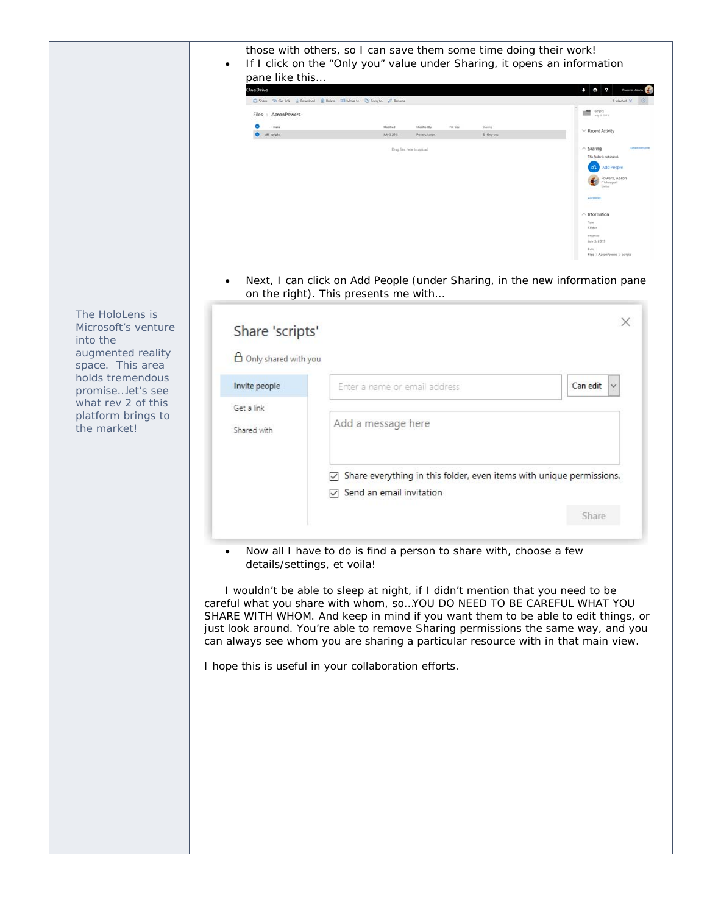The HoloLens is Microsoft's venture into the augmented reality space. This area holds tremendous promise..let's see what rev 2 of this platform brings to the market!

those with others, so I can save them some time doing their work!

- If I click on the "Only you" value under Sharing, it opens an information pane like this…

- Next, I can click on Add People (under Sharing, in the new information pane on the right). This presents me with…

- Now all I have to do is find a person to share with, choose a few details/settings, et voila!

I wouldn't be able to sleep at night, if I didn't mention that you need to be careful what you share with whom, so…YOU DO NEED TO BE CAREFUL WHAT YOU SHARE WITH WHOM. And keep in mind if you want them to be able to edit things, or just look around. You're able to remove Sharing permissions the same way, and you can always see whom you are sharing a particular resource with in that main view.

I hope this is useful in your collaboration efforts.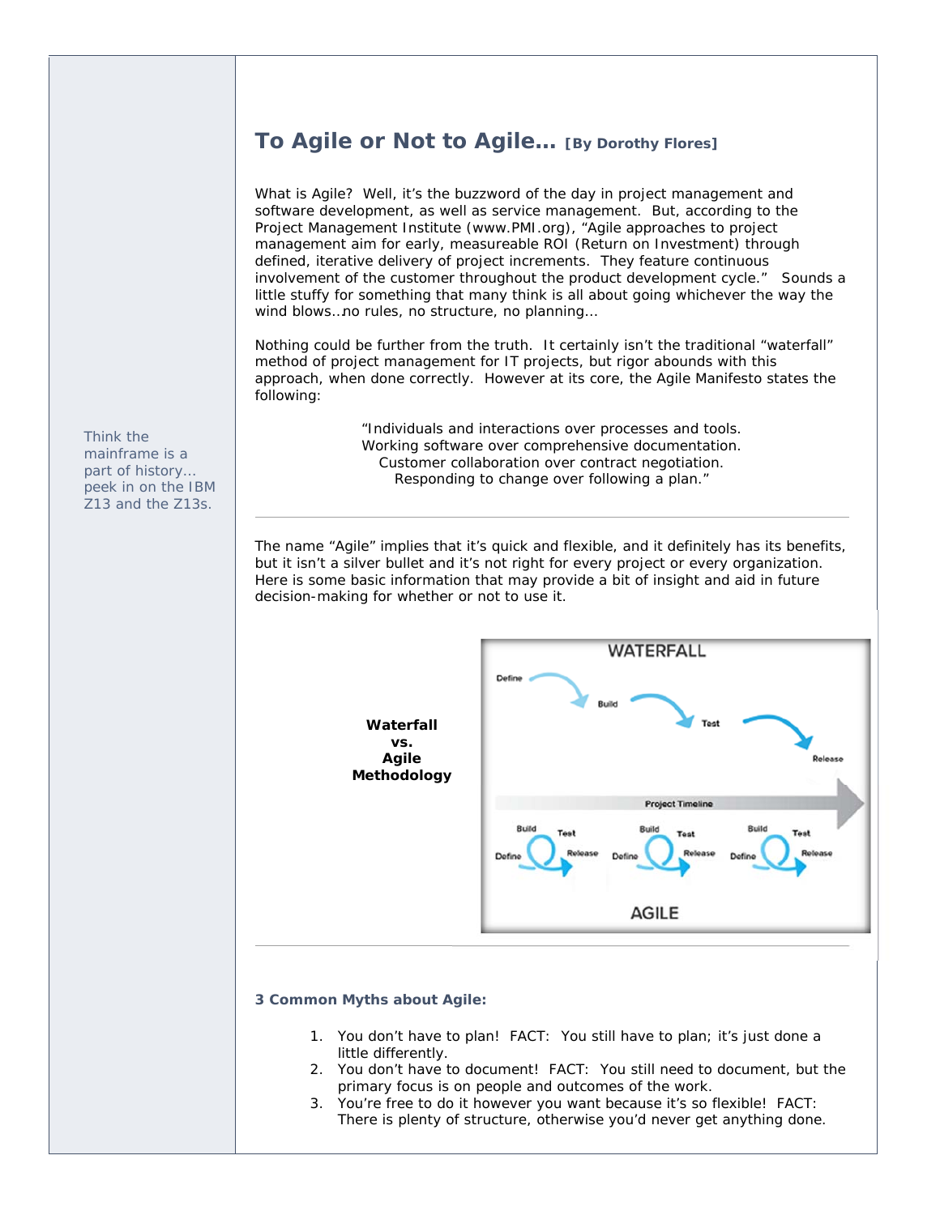## To Agile or Not to Agile… [By Dorothy Flores]

What is Agile? Well, it's the buzzword of the day in project management and software development, as well as service management. But, according to the Project Management Institute (www.PMI.org), "Agile approaches to project management aim for early, measureable ROI (Return on Investment) through defined, iterative delivery of project increments. They feature continuous involvement of the customer throughout the product development cycle." Sounds a little stuffy for something that many think is all about going whichever the way the wind blows…no rules, no structure, no planning…

Nothing could be further from the truth. It certainly isn't the traditional "waterfall" method of project management for IT projects, but rigor abounds with this approach, when done correctly. However at its core, the Agile Manifesto states the following:

> "Individuals and interactions over processes and tools.
> Working software over comprehensive documentation.
> Customer collaboration over contract negotiation.
> Responding to change over following a plan."

Think the mainframe is a part of history… peek in on the IBM Z13 and the Z13s.

---

The name "Agile" implies that it's quick and flexible, and it definitely has its benefits, but it isn't a silver bullet and it's not right for every project or every organization. Here is some basic information that may provide a bit of insight and aid in future decision-making for whether or not to use it.

**Waterfall vs. Agile Methodology**

WATERFALL: Define → Build → Test → Release

Project Timeline

AGILE: Define, Build, Test, Release | Define, Build, Test, Release | Define, Build, Test, Release

---

**3 Common Myths about Agile:**

1. You don't have to plan! FACT: You still have to plan; it's just done a little differently.
2. You don't have to document! FACT: You still need to document, but the primary focus is on people and outcomes of the work.
3. You're free to do it however you want because it's so flexible! FACT: There is plenty of structure, otherwise you'd never get anything done.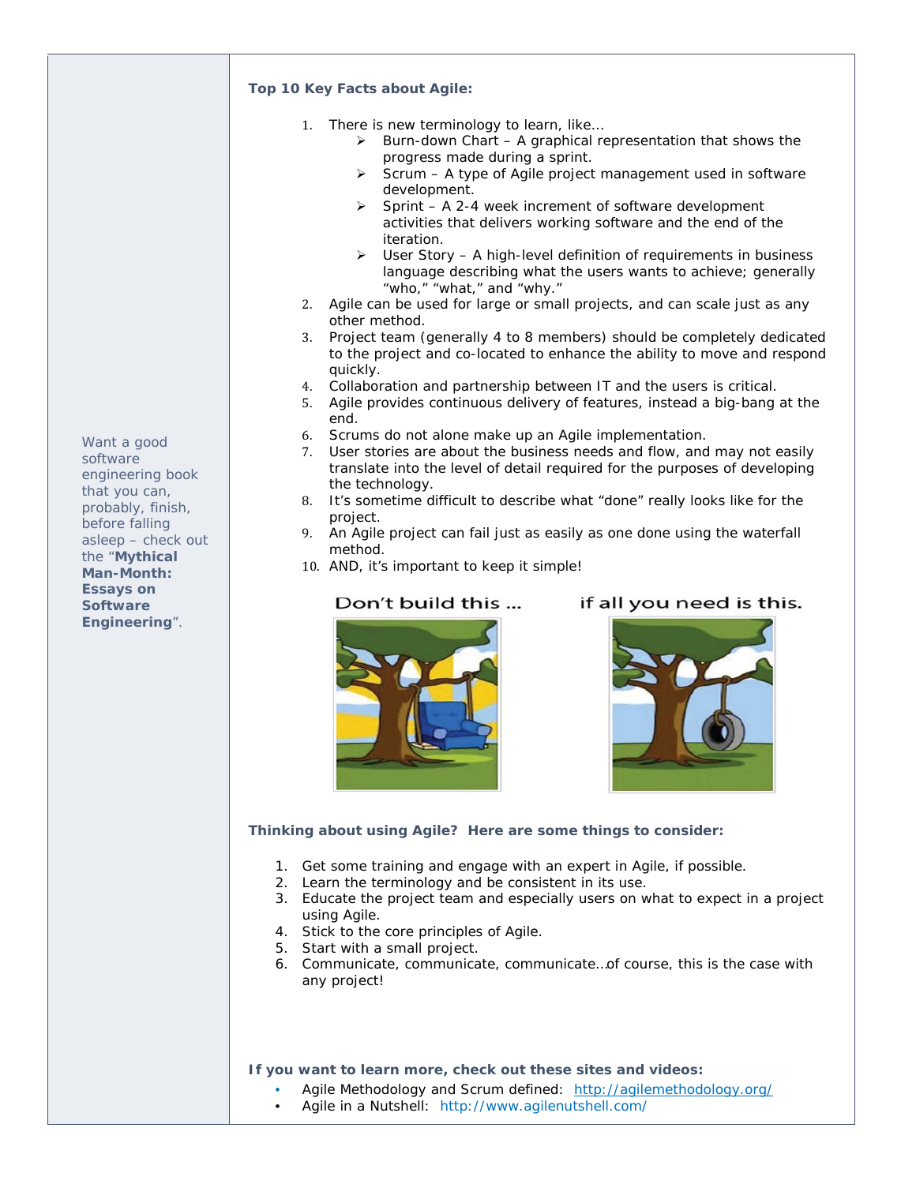Want a good software engineering book that you can, probably, finish, before falling asleep – check out the "**Mythical Man-Month: Essays on Software Engineering**".

**Top 10 Key Facts about Agile:**

1. There is new terminology to learn, like…
   - Burn-down Chart – A graphical representation that shows the progress made during a sprint.
   - Scrum – A type of Agile project management used in software development.
   - Sprint – A 2-4 week increment of software development activities that delivers working software and the end of the iteration.
   - User Story – A high-level definition of requirements in business language describing what the users wants to achieve; generally "who," "what," and "why."
2. Agile can be used for large or small projects, and can scale just as any other method.
3. Project team (generally 4 to 8 members) should be completely dedicated to the project and co-located to enhance the ability to move and respond quickly.
4. Collaboration and partnership between IT and the users is critical.
5. Agile provides continuous delivery of features, instead a big-bang at the end.
6. Scrums do not alone make up an Agile implementation.
7. User stories are about the business needs and flow, and may not easily translate into the level of detail required for the purposes of developing the technology.
8. It's sometime difficult to describe what "done" really looks like for the project.
9. An Agile project can fail just as easily as one done using the waterfall method.
10. AND, it's important to keep it simple!

Don't build this … if all you need is this.

**Thinking about using Agile? Here are some things to consider:**

1. Get some training and engage with an expert in Agile, if possible.
2. Learn the terminology and be consistent in its use.
3. Educate the project team and especially users on what to expect in a project using Agile.
4. Stick to the core principles of Agile.
5. Start with a small project.
6. Communicate, communicate, communicate…of course, this is the case with any project!

**If you want to learn more, check out these sites and videos:**

- Agile Methodology and Scrum defined: http://agilemethodology.org/
- Agile in a Nutshell: http://www.agilenutshell.com/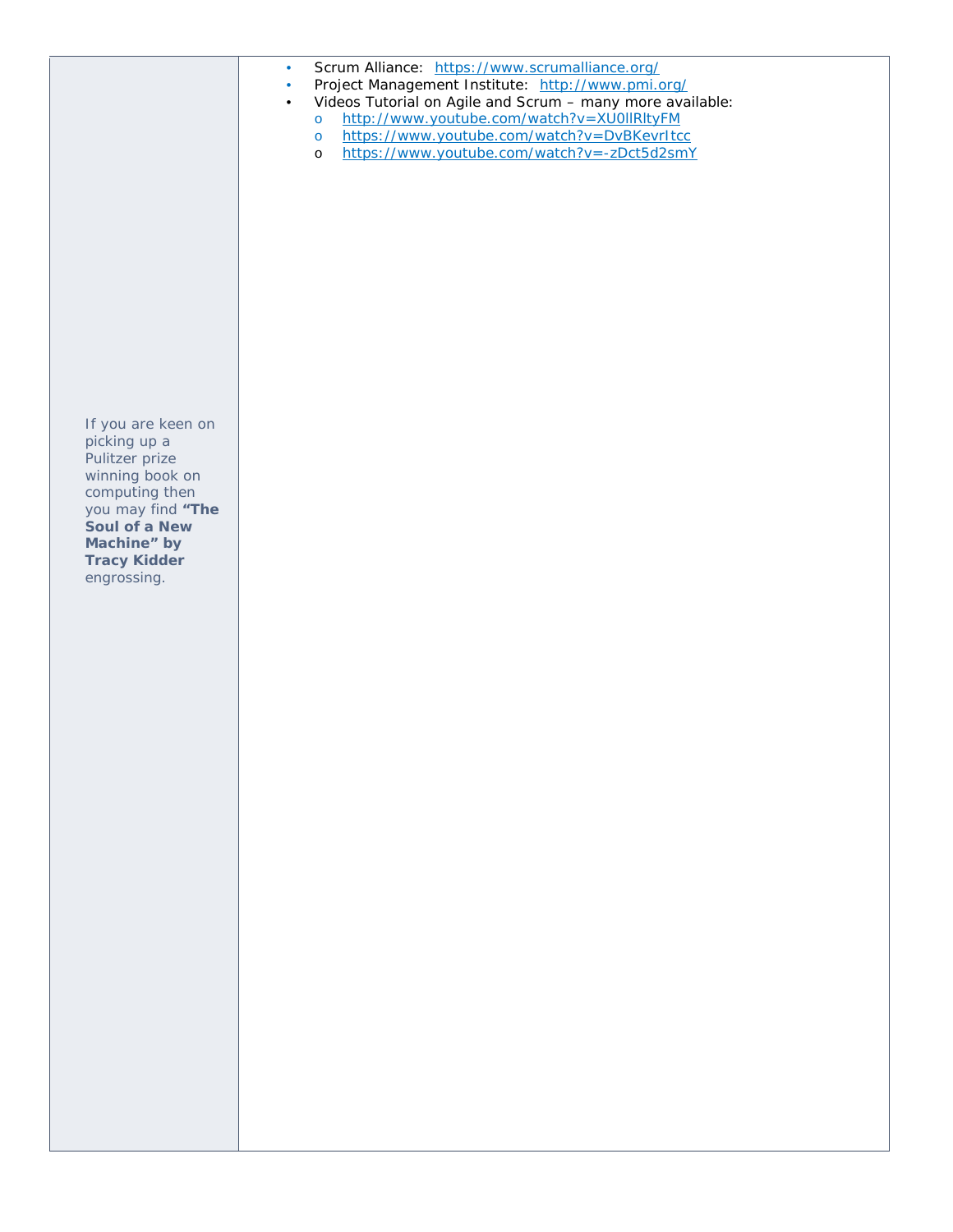- Scrum Alliance: https://www.scrumalliance.org/
- Project Management Institute: http://www.pmi.org/
- Videos Tutorial on Agile and Scrum – many more available:
  - http://www.youtube.com/watch?v=XU0llRltyFM
  - https://www.youtube.com/watch?v=DvBKevrItcc
  - https://www.youtube.com/watch?v=-zDct5d2smY

If you are keen on picking up a Pulitzer prize winning book on computing then you may find **"The Soul of a New Machine" by Tracy Kidder** engrossing.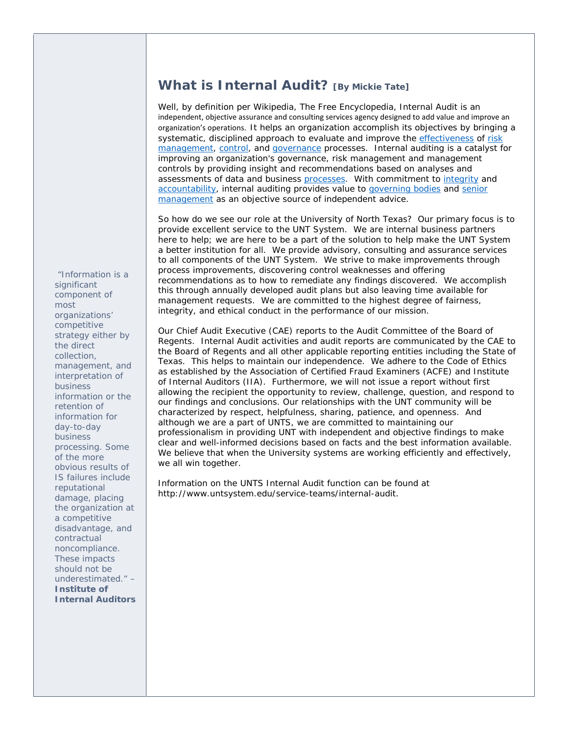## What is Internal Audit? [By Mickie Tate]

Well, by definition per Wikipedia, The Free Encyclopedia, Internal Audit is an independent, objective assurance and consulting services agency designed to add value and improve an organization's operations. It helps an organization accomplish its objectives by bringing a systematic, disciplined approach to evaluate and improve the effectiveness of risk management, control, and governance processes. Internal auditing is a catalyst for improving an organization's governance, risk management and management controls by providing insight and recommendations based on analyses and assessments of data and business processes. With commitment to integrity and accountability, internal auditing provides value to governing bodies and senior management as an objective source of independent advice.

So how do we see our role at the University of North Texas? Our primary focus is to provide excellent service to the UNT System. We are internal business partners here to help; we are here to be a part of the solution to help make the UNT System a better institution for all. We provide advisory, consulting and assurance services to all components of the UNT System. We strive to make improvements through process improvements, discovering control weaknesses and offering recommendations as to how to remediate any findings discovered. We accomplish this through annually developed audit plans but also leaving time available for management requests. We are committed to the highest degree of fairness, integrity, and ethical conduct in the performance of our mission.

Our Chief Audit Executive (CAE) reports to the Audit Committee of the Board of Regents. Internal Audit activities and audit reports are communicated by the CAE to the Board of Regents and all other applicable reporting entities including the State of Texas. This helps to maintain our independence. We adhere to the Code of Ethics as established by the Association of Certified Fraud Examiners (ACFE) and Institute of Internal Auditors (IIA). Furthermore, we will not issue a report without first allowing the recipient the opportunity to review, challenge, question, and respond to our findings and conclusions. Our relationships with the UNT community will be characterized by respect, helpfulness, sharing, patience, and openness. And although we are a part of UNTS, we are committed to maintaining our professionalism in providing UNT with independent and objective findings to make clear and well-informed decisions based on facts and the best information available. We believe that when the University systems are working efficiently and effectively, we all win together.

Information on the UNTS Internal Audit function can be found at http://www.untsystem.edu/service-teams/internal-audit.

"Information is a significant component of most organizations' competitive strategy either by the direct collection, management, and interpretation of business information or the retention of information for day-to-day business processing. Some of the more obvious results of IS failures include reputational damage, placing the organization at a competitive disadvantage, and contractual noncompliance. These impacts should not be underestimated." – **Institute of Internal Auditors**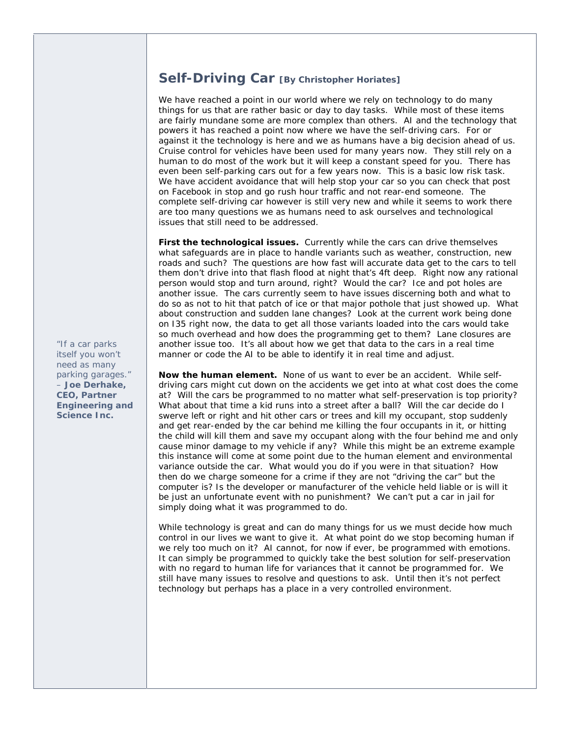## Self-Driving Car [By Christopher Horiates]

We have reached a point in our world where we rely on technology to do many things for us that are rather basic or day to day tasks. While most of these items are fairly mundane some are more complex than others. AI and the technology that powers it has reached a point now where we have the self-driving cars. For or against it the technology is here and we as humans have a big decision ahead of us. Cruise control for vehicles have been used for many years now. They still rely on a human to do most of the work but it will keep a constant speed for you. There has even been self-parking cars out for a few years now. This is a basic low risk task. We have accident avoidance that will help stop your car so you can check that post on Facebook in stop and go rush hour traffic and not rear-end someone. The complete self-driving car however is still very new and while it seems to work there are too many questions we as humans need to ask ourselves and technological issues that still need to be addressed.

**First the technological issues.** Currently while the cars can drive themselves what safeguards are in place to handle variants such as weather, construction, new roads and such? The questions are how fast will accurate data get to the cars to tell them don't drive into that flash flood at night that's 4ft deep. Right now any rational person would stop and turn around, right? Would the car? Ice and pot holes are another issue. The cars currently seem to have issues discerning both and what to do so as not to hit that patch of ice or that major pothole that just showed up. What about construction and sudden lane changes? Look at the current work being done on I35 right now, the data to get all those variants loaded into the cars would take so much overhead and how does the programming get to them? Lane closures are another issue too. It's all about how we get that data to the cars in a real time manner or code the AI to be able to identify it in real time and adjust.

> "If a car parks itself you won't need as many parking garages." – **Joe Derhake, CEO, Partner Engineering and Science Inc.**

**Now the human element.** None of us want to ever be an accident. While self-driving cars might cut down on the accidents we get into at what cost does the come at? Will the cars be programmed to no matter what self-preservation is top priority? What about that time a kid runs into a street after a ball? Will the car decide do I swerve left or right and hit other cars or trees and kill my occupant, stop suddenly and get rear-ended by the car behind me killing the four occupants in it, or hitting the child will kill them and save my occupant along with the four behind me and only cause minor damage to my vehicle if any? While this might be an extreme example this instance will come at some point due to the human element and environmental variance outside the car. What would you do if you were in that situation? How then do we charge someone for a crime if they are not "driving the car" but the computer is? Is the developer or manufacturer of the vehicle held liable or is will it be just an unfortunate event with no punishment? We can't put a car in jail for simply doing what it was programmed to do.

While technology is great and can do many things for us we must decide how much control in our lives we want to give it. At what point do we stop becoming human if we rely too much on it? AI cannot, for now if ever, be programmed with emotions. It can simply be programmed to quickly take the best solution for self-preservation with no regard to human life for variances that it cannot be programmed for. We still have many issues to resolve and questions to ask. Until then it's not perfect technology but perhaps has a place in a very controlled environment.